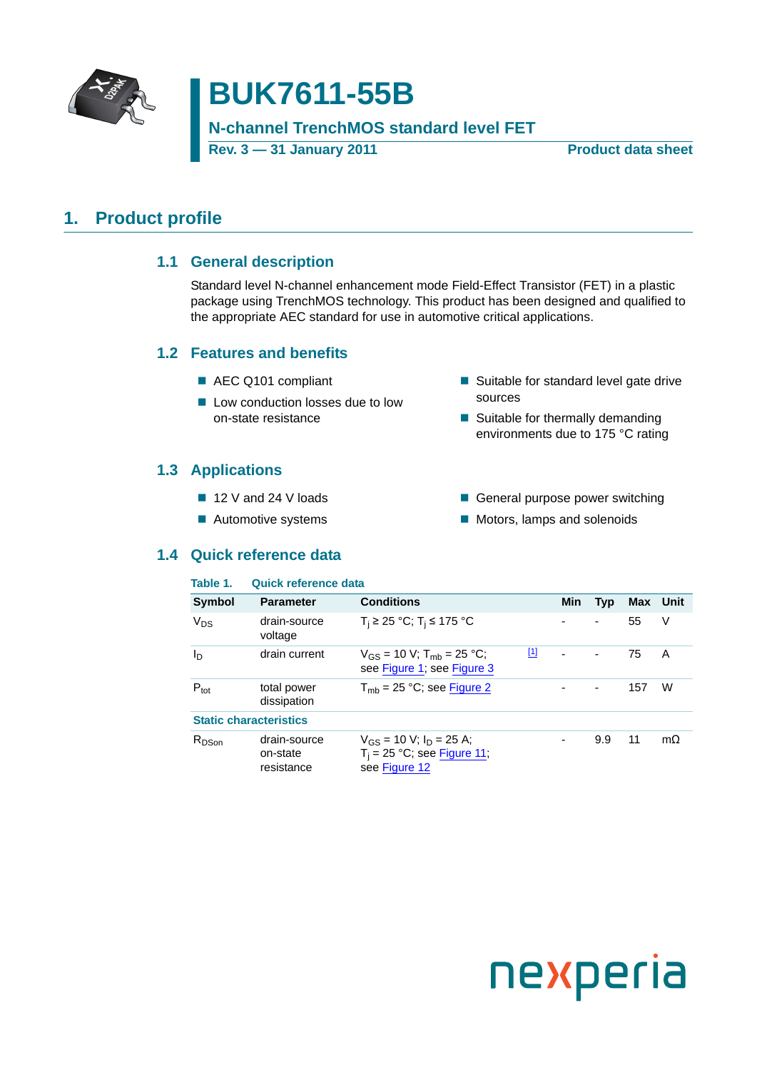# BUK7611-55B

## N-channel TrenchMOS standard level FET

**Rev. 3 — 31 January 2011** **Product data sheet**

## 1. Product profile

### 1.1 General description

Standard level N-channel enhancement mode Field-Effect Transistor (FET) in a plastic package using TrenchMOS technology. This product has been designed and qualified to the appropriate AEC standard for use in automotive critical applications.

### 1.2 Features and benefits

- AEC Q101 compliant
- Low conduction losses due to low on-state resistance
- Suitable for standard level gate drive sources
- Suitable for thermally demanding environments due to 175 °C rating

### 1.3 Applications

- 12 V and 24 V loads
- Automotive systems
- General purpose power switching
- Motors, lamps and solenoids

### 1.4 Quick reference data

**Table 1. Quick reference data**

| Symbol | Parameter | Conditions | | Min | Typ | Max | Unit |
|---|---|---|---|---|---|---|---|
| $V_{DS}$ | drain-source voltage | $T_j \geq 25$ °C; $T_j \leq 175$ °C | | - | - | 55 | V |
| $I_D$ | drain current | $V_{GS} = 10$ V; $T_{mb} = 25$ °C; see Figure 1; see Figure 3 | [1] | - | - | 75 | A |
| $P_{tot}$ | total power dissipation | $T_{mb} = 25$ °C; see Figure 2 | | - | - | 157 | W |
| **Static characteristics** | | | | | | | |
| $R_{DSon}$ | drain-source on-state resistance | $V_{GS} = 10$ V; $I_D = 25$ A; $T_j = 25$ °C; see Figure 11; see Figure 12 | | - | 9.9 | 11 | mΩ |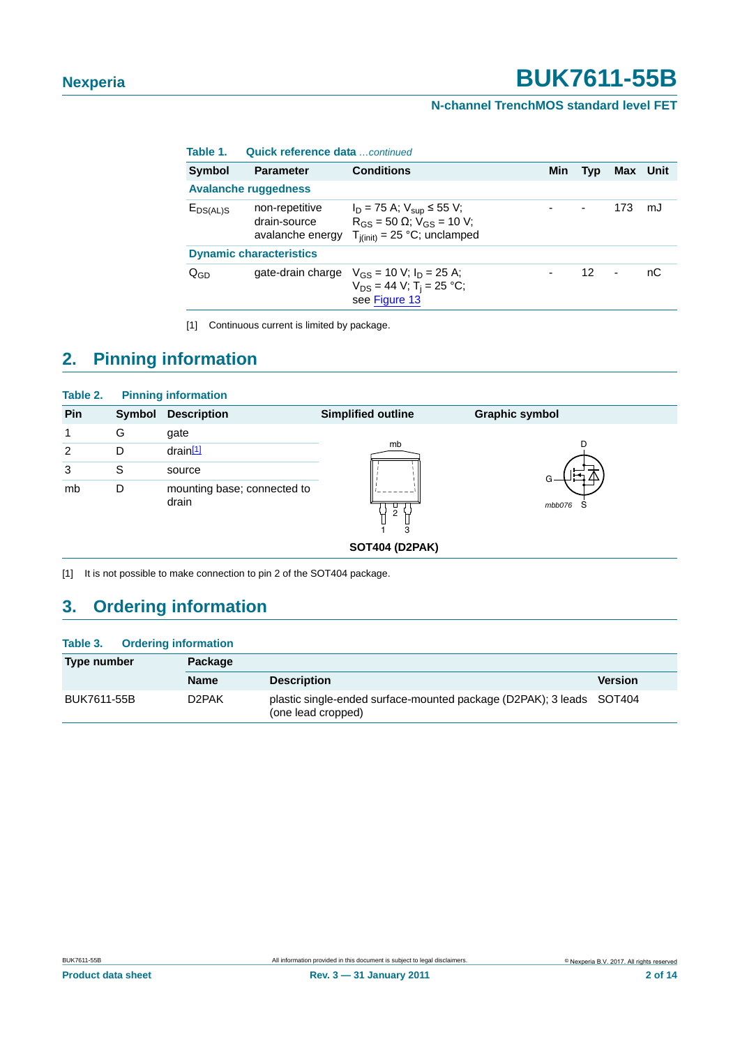**Table 1. Quick reference data** *...continued*

| Symbol | Parameter | Conditions | Min | Typ | Max | Unit |
|---|---|---|---|---|---|---|
| **Avalanche ruggedness** | | | | | | |
| $E_{DS(AL)S}$ | non-repetitive drain-source avalanche energy | $I_D$ = 75 A; $V_{sup}$ ≤ 55 V; $R_{GS}$ = 50 Ω; $V_{GS}$ = 10 V; $T_{j(init)}$ = 25 °C; unclamped | - | - | 173 | mJ |
| **Dynamic characteristics** | | | | | | |
| $Q_{GD}$ | gate-drain charge | $V_{GS}$ = 10 V; $I_D$ = 25 A; $V_{DS}$ = 44 V; $T_j$ = 25 °C; see Figure 13 | - | 12 | - | nC |

[1] Continuous current is limited by package.

## 2. Pinning information

**Table 2. Pinning information**

| Pin | Symbol | Description | Simplified outline | Graphic symbol |
|---|---|---|---|---|
| 1 | G | gate | SOT404 (D2PAK) | |
| 2 | D | drain[1] | | |
| 3 | S | source | | |
| mb | D | mounting base; connected to drain | | |

[1] It is not possible to make connection to pin 2 of the SOT404 package.

## 3. Ordering information

**Table 3. Ordering information**

| Type number | Package | | |
|---|---|---|---|
| | **Name** | **Description** | **Version** |
| BUK7611-55B | D2PAK | plastic single-ended surface-mounted package (D2PAK); 3 leads (one lead cropped) | SOT404 |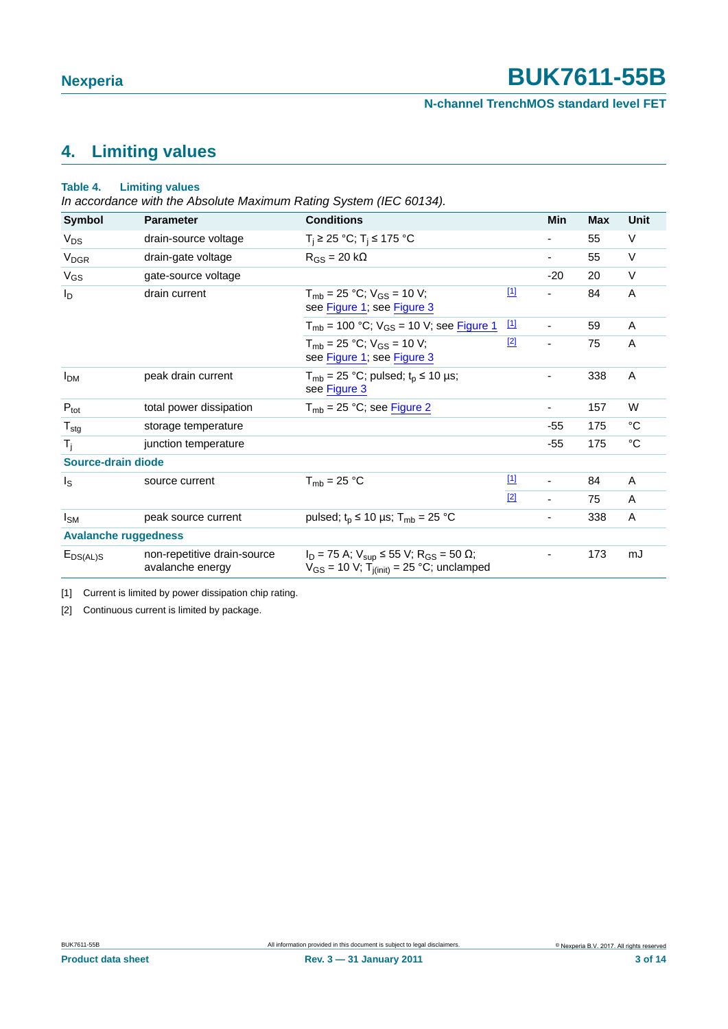## 4. Limiting values

**Table 4. Limiting values**

*In accordance with the Absolute Maximum Rating System (IEC 60134).*

| Symbol | Parameter | Conditions | | Min | Max | Unit |
|---|---|---|---|---|---|---|
| $V_{DS}$ | drain-source voltage | $T_j \geq 25$ °C; $T_j \leq 175$ °C | | - | 55 | V |
| $V_{DGR}$ | drain-gate voltage | $R_{GS} = 20$ kΩ | | - | 55 | V |
| $V_{GS}$ | gate-source voltage | | | -20 | 20 | V |
| $I_D$ | drain current | $T_{mb} = 25$ °C; $V_{GS} = 10$ V; see Figure 1; see Figure 3 | [1] | - | 84 | A |
| | | $T_{mb} = 100$ °C; $V_{GS} = 10$ V; see Figure 1 | [1] | - | 59 | A |
| | | $T_{mb} = 25$ °C; $V_{GS} = 10$ V; see Figure 1; see Figure 3 | [2] | - | 75 | A |
| $I_{DM}$ | peak drain current | $T_{mb} = 25$ °C; pulsed; $t_p \leq 10$ µs; see Figure 3 | | - | 338 | A |
| $P_{tot}$ | total power dissipation | $T_{mb} = 25$ °C; see Figure 2 | | - | 157 | W |
| $T_{stg}$ | storage temperature | | | -55 | 175 | °C |
| $T_j$ | junction temperature | | | -55 | 175 | °C |
| **Source-drain diode** | | | | | | |
| $I_S$ | source current | $T_{mb} = 25$ °C | [1] | - | 84 | A |
| | | | [2] | - | 75 | A |
| $I_{SM}$ | peak source current | pulsed; $t_p \leq 10$ µs; $T_{mb} = 25$ °C | | - | 338 | A |
| **Avalanche ruggedness** | | | | | | |
| $E_{DS(AL)S}$ | non-repetitive drain-source avalanche energy | $I_D = 75$ A; $V_{sup} \leq 55$ V; $R_{GS} = 50$ Ω; $V_{GS} = 10$ V; $T_{j(init)} = 25$ °C; unclamped | | - | 173 | mJ |

[1] Current is limited by power dissipation chip rating.

[2] Continuous current is limited by package.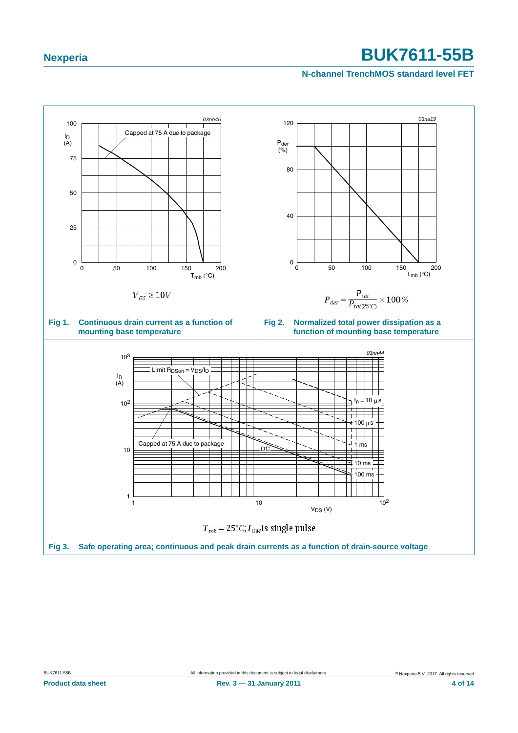$V_{GS} \geq 10V$

**Fig 1. Continuous drain current as a function of mounting base temperature**

$$P_{der} = \frac{P_{tot}}{P_{tot(25^\circ C)}} \times 100\,\%$$

**Fig 2. Normalized total power dissipation as a function of mounting base temperature**

$T_{mb} = 25^\circ C$; $I_{DM}$ is single pulse

**Fig 3. Safe operating area; continuous and peak drain currents as a function of drain-source voltage**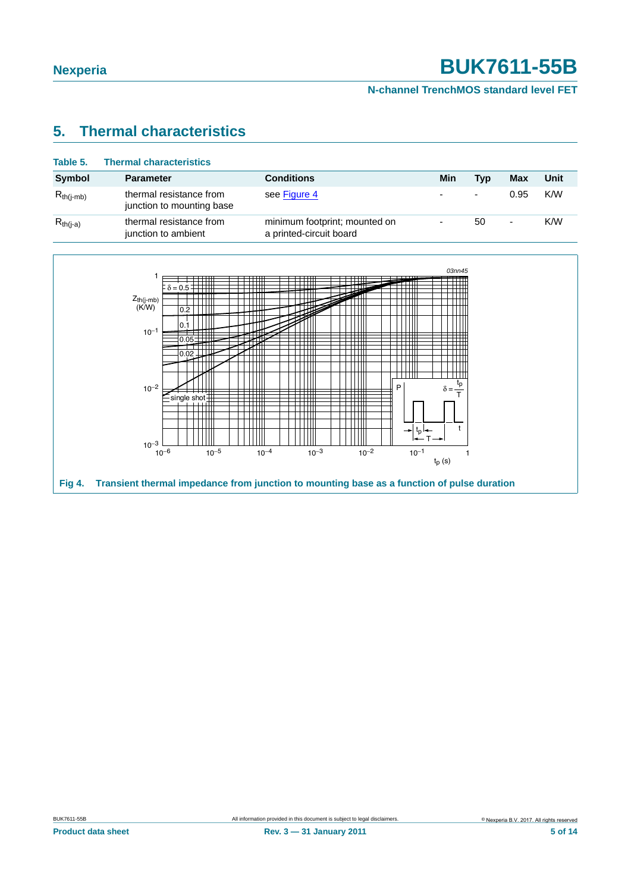## 5. Thermal characteristics

**Table 5. Thermal characteristics**

| Symbol | Parameter | Conditions | Min | Typ | Max | Unit |
|---|---|---|---|---|---|---|
| $R_{th(j-mb)}$ | thermal resistance from junction to mounting base | see Figure 4 | - | - | 0.95 | K/W |
| $R_{th(j-a)}$ | thermal resistance from junction to ambient | minimum footprint; mounted on a printed-circuit board | - | 50 | - | K/W |

**Fig 4. Transient thermal impedance from junction to mounting base as a function of pulse duration**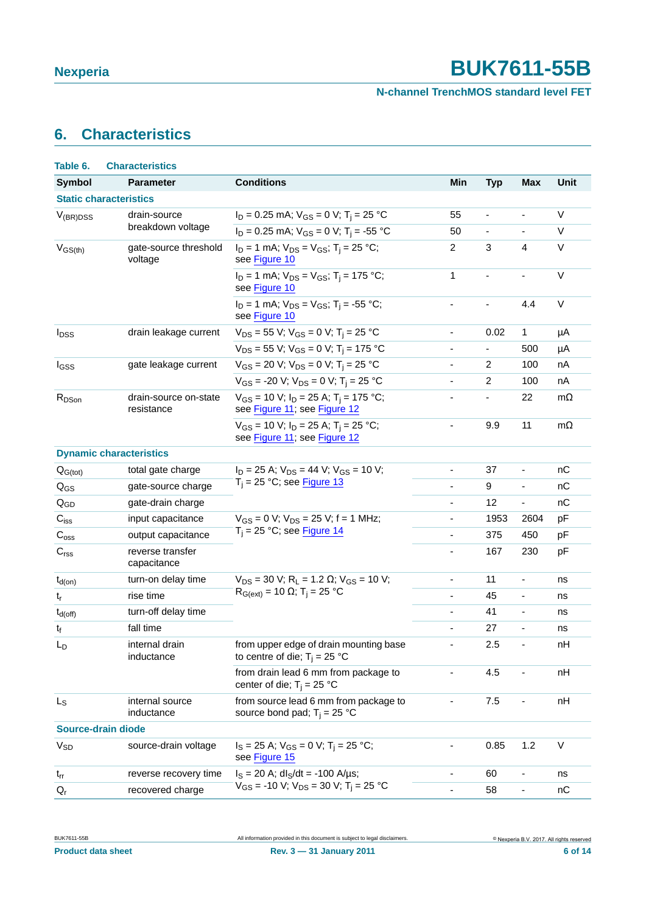## 6. Characteristics

**Table 6. Characteristics**

| Symbol | Parameter | Conditions | Min | Typ | Max | Unit |
|---|---|---|---|---|---|---|
| **Static characteristics** | | | | | | |
| $V_{(BR)DSS}$ | drain-source breakdown voltage | $I_D$ = 0.25 mA; $V_{GS}$ = 0 V; $T_j$ = 25 °C | 55 | - | - | V |
| | | $I_D$ = 0.25 mA; $V_{GS}$ = 0 V; $T_j$ = -55 °C | 50 | - | - | V |
| $V_{GS(th)}$ | gate-source threshold voltage | $I_D$ = 1 mA; $V_{DS}$ = $V_{GS}$; $T_j$ = 25 °C; see Figure 10 | 2 | 3 | 4 | V |
| | | $I_D$ = 1 mA; $V_{DS}$ = $V_{GS}$; $T_j$ = 175 °C; see Figure 10 | 1 | - | - | V |
| | | $I_D$ = 1 mA; $V_{DS}$ = $V_{GS}$; $T_j$ = -55 °C; see Figure 10 | - | - | 4.4 | V |
| $I_{DSS}$ | drain leakage current | $V_{DS}$ = 55 V; $V_{GS}$ = 0 V; $T_j$ = 25 °C | - | 0.02 | 1 | µA |
| | | $V_{DS}$ = 55 V; $V_{GS}$ = 0 V; $T_j$ = 175 °C | - | - | 500 | µA |
| $I_{GSS}$ | gate leakage current | $V_{GS}$ = 20 V; $V_{DS}$ = 0 V; $T_j$ = 25 °C | - | 2 | 100 | nA |
| | | $V_{GS}$ = -20 V; $V_{DS}$ = 0 V; $T_j$ = 25 °C | - | 2 | 100 | nA |
| $R_{DSon}$ | drain-source on-state resistance | $V_{GS}$ = 10 V; $I_D$ = 25 A; $T_j$ = 175 °C; see Figure 11; see Figure 12 | - | - | 22 | mΩ |
| | | $V_{GS}$ = 10 V; $I_D$ = 25 A; $T_j$ = 25 °C; see Figure 11; see Figure 12 | - | 9.9 | 11 | mΩ |
| **Dynamic characteristics** | | | | | | |
| $Q_{G(tot)}$ | total gate charge | $I_D$ = 25 A; $V_{DS}$ = 44 V; $V_{GS}$ = 10 V; $T_j$ = 25 °C; see Figure 13 | - | 37 | - | nC |
| $Q_{GS}$ | gate-source charge | | - | 9 | - | nC |
| $Q_{GD}$ | gate-drain charge | | - | 12 | - | nC |
| $C_{iss}$ | input capacitance | $V_{GS}$ = 0 V; $V_{DS}$ = 25 V; f = 1 MHz; $T_j$ = 25 °C; see Figure 14 | - | 1953 | 2604 | pF |
| $C_{oss}$ | output capacitance | | - | 375 | 450 | pF |
| $C_{rss}$ | reverse transfer capacitance | | - | 167 | 230 | pF |
| $t_{d(on)}$ | turn-on delay time | $V_{DS}$ = 30 V; $R_L$ = 1.2 Ω; $V_{GS}$ = 10 V; $R_{G(ext)}$ = 10 Ω; $T_j$ = 25 °C | - | 11 | - | ns |
| $t_r$ | rise time | | - | 45 | - | ns |
| $t_{d(off)}$ | turn-off delay time | | - | 41 | - | ns |
| $t_f$ | fall time | | - | 27 | - | ns |
| $L_D$ | internal drain inductance | from upper edge of drain mounting base to centre of die; $T_j$ = 25 °C | - | 2.5 | - | nH |
| | | from drain lead 6 mm from package to center of die; $T_j$ = 25 °C | - | 4.5 | - | nH |
| $L_S$ | internal source inductance | from source lead 6 mm from package to source bond pad; $T_j$ = 25 °C | - | 7.5 | - | nH |
| **Source-drain diode** | | | | | | |
| $V_{SD}$ | source-drain voltage | $I_S$ = 25 A; $V_{GS}$ = 0 V; $T_j$ = 25 °C; see Figure 15 | - | 0.85 | 1.2 | V |
| $t_{rr}$ | reverse recovery time | $I_S$ = 20 A; $dI_S/dt$ = -100 A/µs; $V_{GS}$ = -10 V; $V_{DS}$ = 30 V; $T_j$ = 25 °C | - | 60 | - | ns |
| $Q_r$ | recovered charge | | - | 58 | - | nC |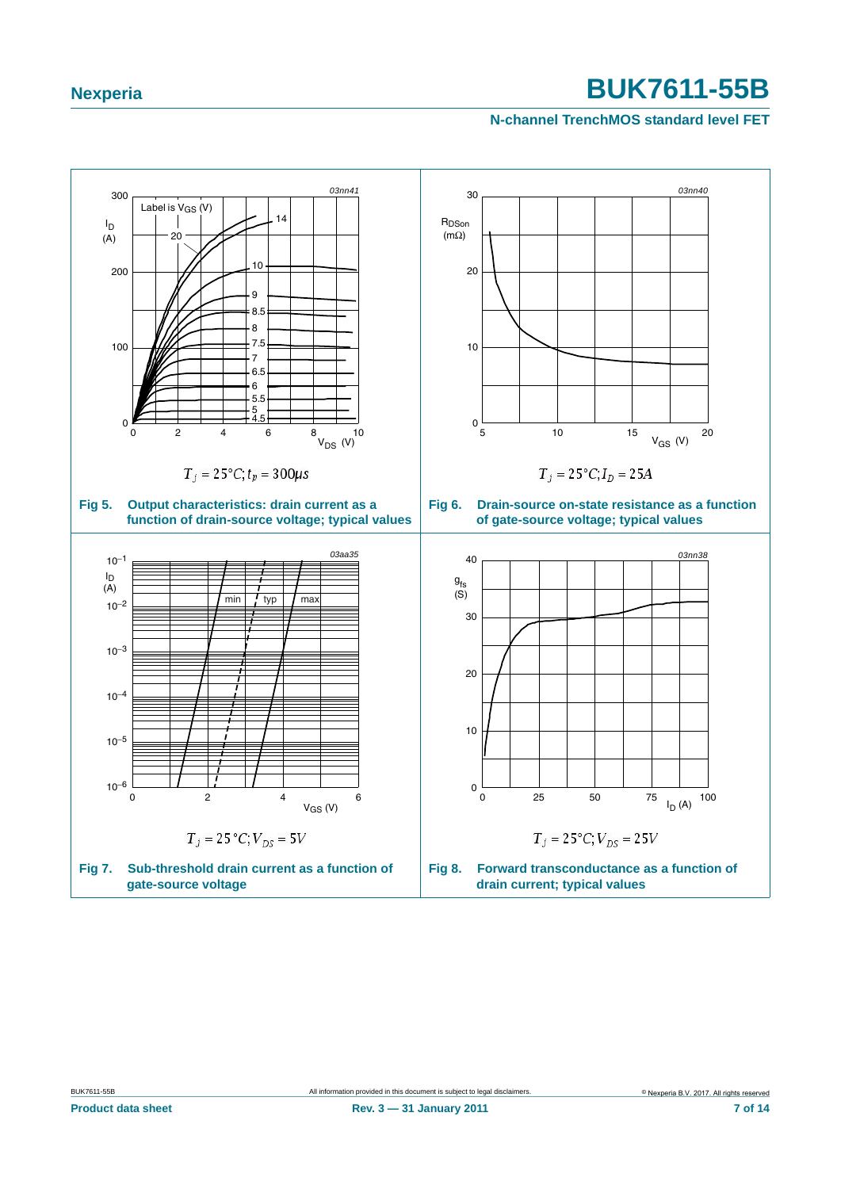$T_j = 25°C; t_p = 300\mu s$

**Fig 5. Output characteristics: drain current as a function of drain-source voltage; typical values**

$T_j = 25°C; I_D = 25A$

**Fig 6. Drain-source on-state resistance as a function of gate-source voltage; typical values**

$T_j = 25°C; V_{DS} = 5V$

**Fig 7. Sub-threshold drain current as a function of gate-source voltage**

$T_j = 25°C; V_{DS} = 25V$

**Fig 8. Forward transconductance as a function of drain current; typical values**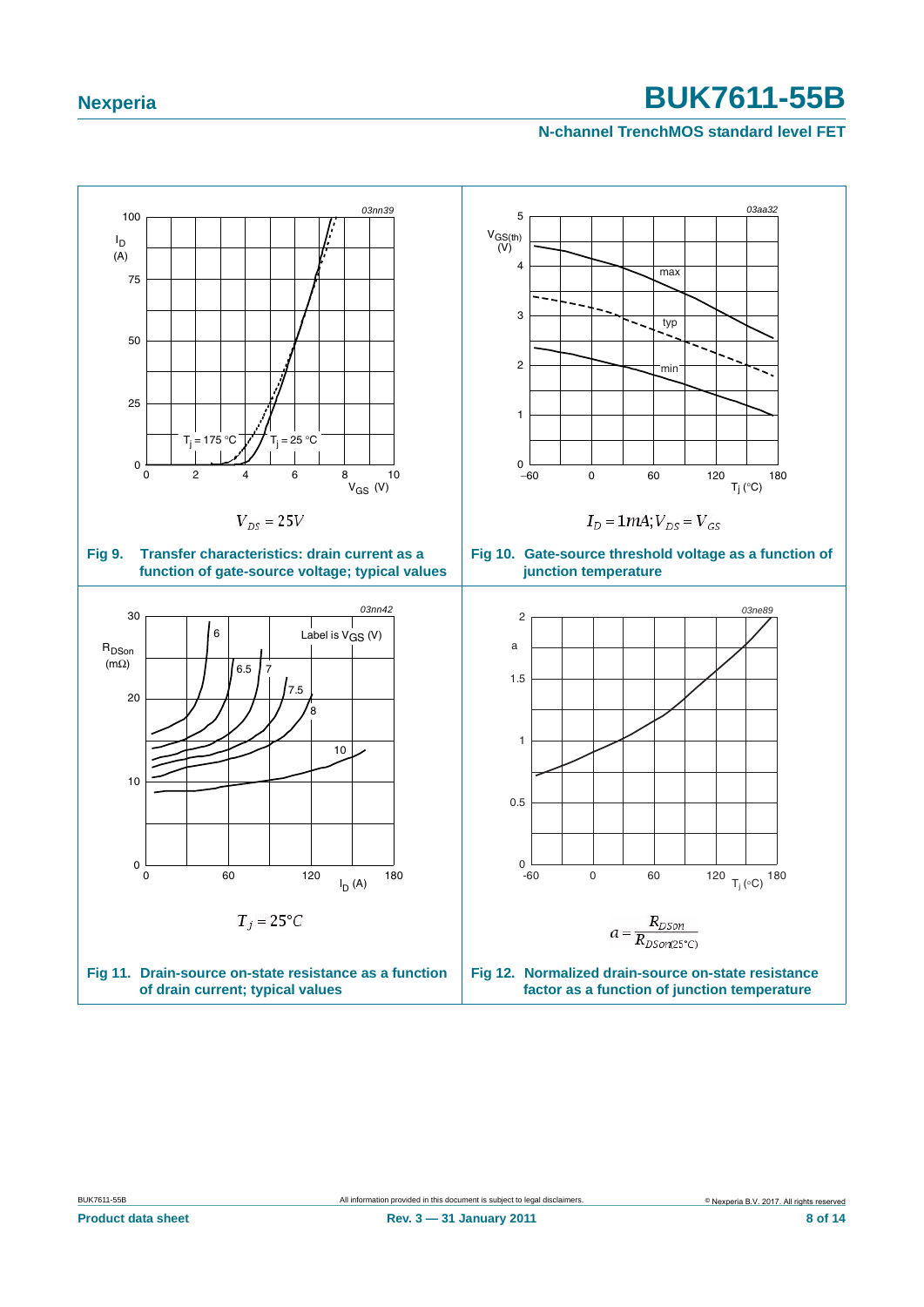$V_{DS} = 25V$

**Fig 9. Transfer characteristics: drain current as a function of gate-source voltage; typical values**

$I_D = 1mA; V_{DS} = V_{GS}$

**Fig 10. Gate-source threshold voltage as a function of junction temperature**

$T_j = 25°C$

**Fig 11. Drain-source on-state resistance as a function of drain current; typical values**

$$a = \frac{R_{DSon}}{R_{DSon(25°C)}}$$

**Fig 12. Normalized drain-source on-state resistance factor as a function of junction temperature**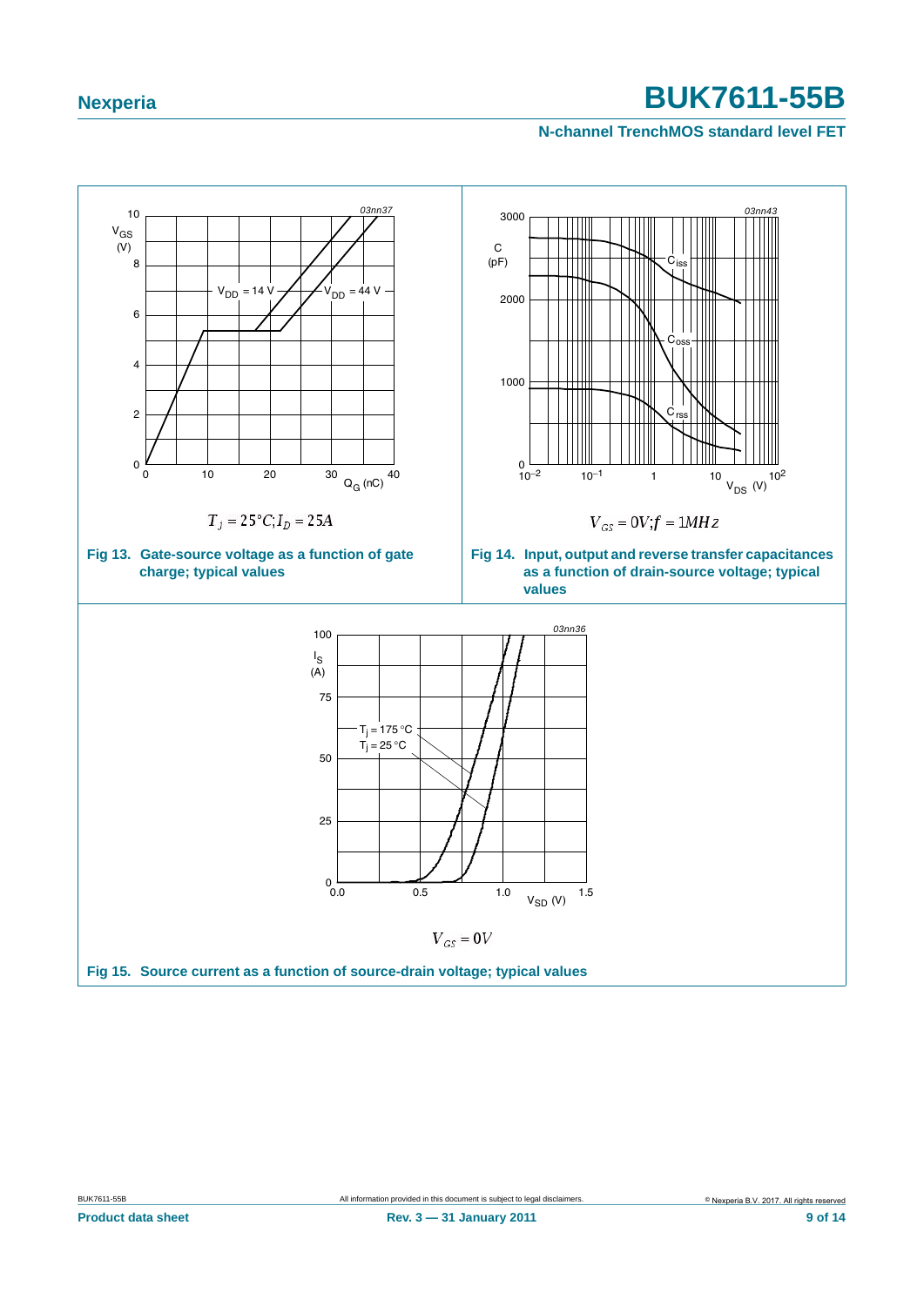$T_j = 25°C; I_D = 25A$

**Fig 13. Gate-source voltage as a function of gate charge; typical values**

$V_{GS} = 0V; f = 1MHz$

**Fig 14. Input, output and reverse transfer capacitances as a function of drain-source voltage; typical values**

$V_{GS} = 0V$

**Fig 15. Source current as a function of source-drain voltage; typical values**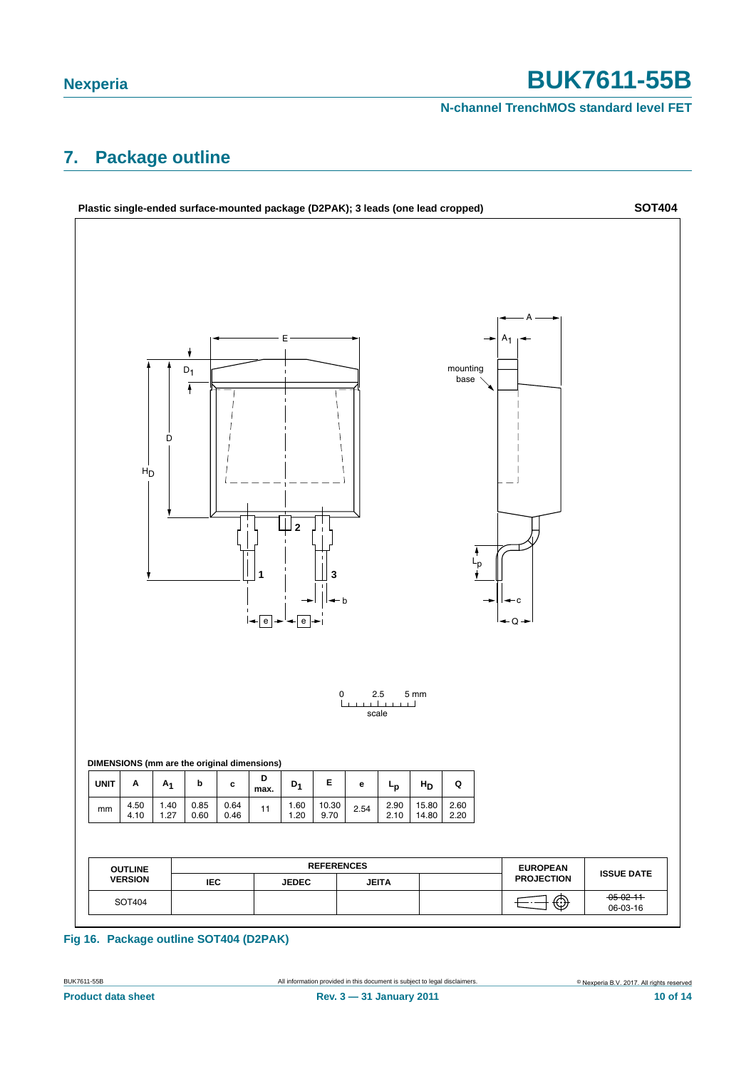## 7. Package outline

**Plastic single-ended surface-mounted package (D2PAK); 3 leads (one lead cropped)** **SOT404**

**DIMENSIONS (mm are the original dimensions)**

| UNIT | A | $A_1$ | b | c | D max. | $D_1$ | E | e | $L_p$ | $H_D$ | Q |
|---|---|---|---|---|---|---|---|---|---|---|---|
| mm | 4.50<br>4.10 | 1.40<br>1.27 | 0.85<br>0.60 | 0.64<br>0.46 | 11 | 1.60<br>1.20 | 10.30<br>9.70 | 2.54 | 2.90<br>2.10 | 15.80<br>14.80 | 2.60<br>2.20 |

| OUTLINE VERSION | REFERENCES | | | | EUROPEAN PROJECTION | ISSUE DATE |
|---|---|---|---|---|---|---|
| | IEC | JEDEC | JEITA | | | |
| SOT404 | | | | | | ~~05-02-11~~<br>06-03-16 |

**Fig 16. Package outline SOT404 (D2PAK)**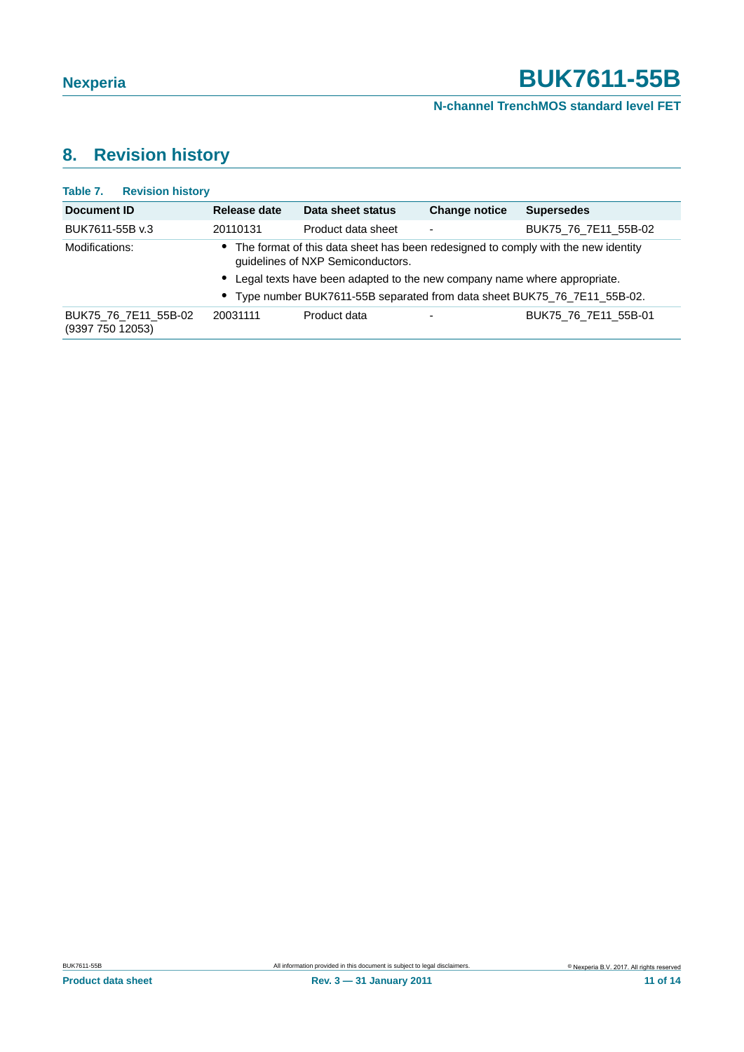## 8. Revision history

**Table 7. Revision history**

| Document ID | Release date | Data sheet status | Change notice | Supersedes |
|---|---|---|---|---|
| BUK7611-55B v.3 | 20110131 | Product data sheet | - | BUK75_76_7E11_55B-02 |
| Modifications: | • The format of this data sheet has been redesigned to comply with the new identity guidelines of NXP Semiconductors. • Legal texts have been adapted to the new company name where appropriate. • Type number BUK7611-55B separated from data sheet BUK75_76_7E11_55B-02. | | | |
| BUK75_76_7E11_55B-02 (9397 750 12053) | 20031111 | Product data | - | BUK75_76_7E11_55B-01 |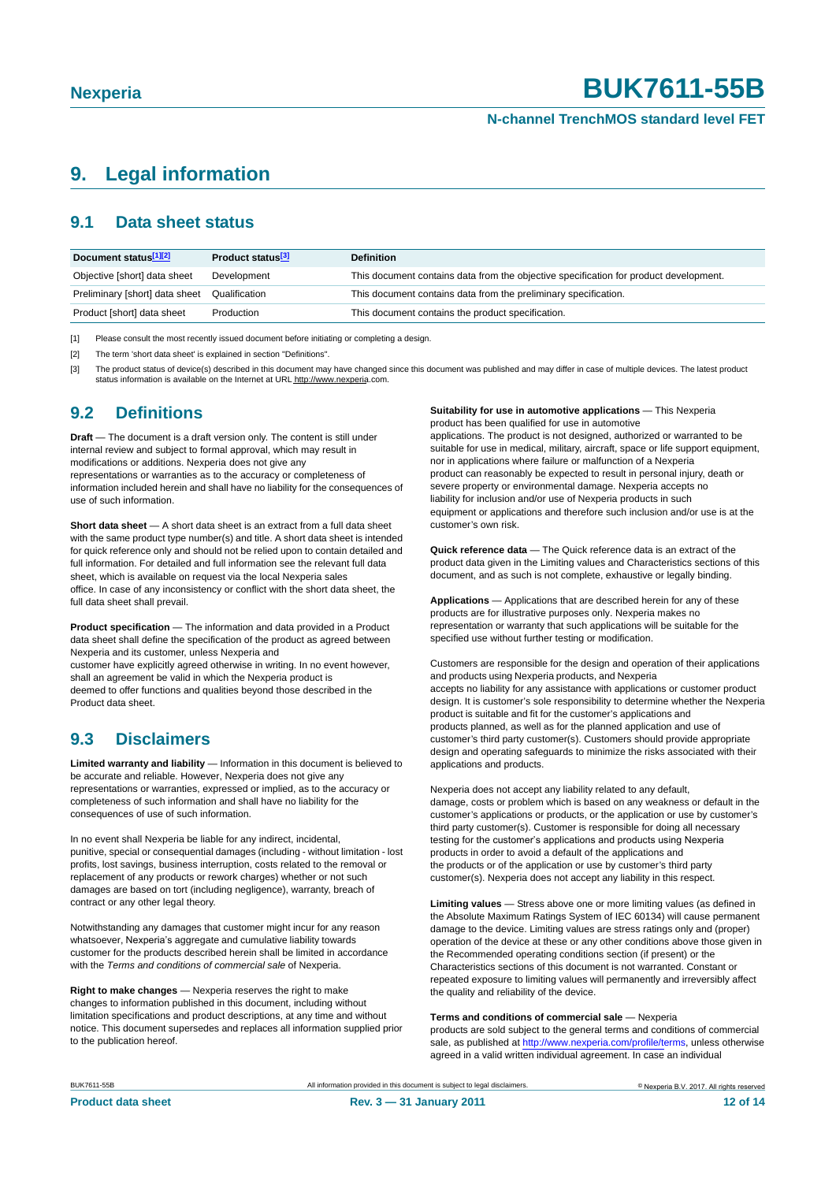# 9. Legal information

## 9.1 Data sheet status

| Document status[1][2] | Product status[3] | Definition |
|---|---|---|
| Objective [short] data sheet | Development | This document contains data from the objective specification for product development. |
| Preliminary [short] data sheet | Qualification | This document contains data from the preliminary specification. |
| Product [short] data sheet | Production | This document contains the product specification. |

[1] Please consult the most recently issued document before initiating or completing a design.

[2] The term 'short data sheet' is explained in section "Definitions".

[3] The product status of device(s) described in this document may have changed since this document was published and may differ in case of multiple devices. The latest product status information is available on the Internet at URL http://www.nexperia.com.

## 9.2 Definitions

**Draft** — The document is a draft version only. The content is still under internal review and subject to formal approval, which may result in modifications or additions. Nexperia does not give any representations or warranties as to the accuracy or completeness of information included herein and shall have no liability for the consequences of use of such information.

**Short data sheet** — A short data sheet is an extract from a full data sheet with the same product type number(s) and title. A short data sheet is intended for quick reference only and should not be relied upon to contain detailed and full information. For detailed and full information see the relevant full data sheet, which is available on request via the local Nexperia sales office. In case of any inconsistency or conflict with the short data sheet, the full data sheet shall prevail.

**Product specification** — The information and data provided in a Product data sheet shall define the specification of the product as agreed between Nexperia and its customer, unless Nexperia and customer have explicitly agreed otherwise in writing. In no event however, shall an agreement be valid in which the Nexperia product is deemed to offer functions and qualities beyond those described in the Product data sheet.

## 9.3 Disclaimers

**Limited warranty and liability** — Information in this document is believed to be accurate and reliable. However, Nexperia does not give any representations or warranties, expressed or implied, as to the accuracy or completeness of such information and shall have no liability for the consequences of use of such information.

In no event shall Nexperia be liable for any indirect, incidental, punitive, special or consequential damages (including - without limitation - lost profits, lost savings, business interruption, costs related to the removal or replacement of any products or rework charges) whether or not such damages are based on tort (including negligence), warranty, breach of contract or any other legal theory.

Notwithstanding any damages that customer might incur for any reason whatsoever, Nexperia's aggregate and cumulative liability towards customer for the products described herein shall be limited in accordance with the *Terms and conditions of commercial sale* of Nexperia.

**Right to make changes** — Nexperia reserves the right to make changes to information published in this document, including without limitation specifications and product descriptions, at any time and without notice. This document supersedes and replaces all information supplied prior to the publication hereof.

**Suitability for use in automotive applications** — This Nexperia product has been qualified for use in automotive applications. The product is not designed, authorized or warranted to be suitable for use in medical, military, aircraft, space or life support equipment, nor in applications where failure or malfunction of a Nexperia product can reasonably be expected to result in personal injury, death or severe property or environmental damage. Nexperia accepts no liability for inclusion and/or use of Nexperia products in such equipment or applications and therefore such inclusion and/or use is at the customer's own risk.

**Quick reference data** — The Quick reference data is an extract of the product data given in the Limiting values and Characteristics sections of this document, and as such is not complete, exhaustive or legally binding.

**Applications** — Applications that are described herein for any of these products are for illustrative purposes only. Nexperia makes no representation or warranty that such applications will be suitable for the specified use without further testing or modification.

Customers are responsible for the design and operation of their applications and products using Nexperia products, and Nexperia accepts no liability for any assistance with applications or customer product design. It is customer's sole responsibility to determine whether the Nexperia product is suitable and fit for the customer's applications and products planned, as well as for the planned application and use of customer's third party customer(s). Customers should provide appropriate design and operating safeguards to minimize the risks associated with their applications and products.

Nexperia does not accept any liability related to any default, damage, costs or problem which is based on any weakness or default in the customer's applications or products, or the application or use by customer's third party customer(s). Customer is responsible for doing all necessary testing for the customer's applications and products using Nexperia products in order to avoid a default of the applications and the products or of the application or use by customer's third party customer(s). Nexperia does not accept any liability in this respect.

**Limiting values** — Stress above one or more limiting values (as defined in the Absolute Maximum Ratings System of IEC 60134) will cause permanent damage to the device. Limiting values are stress ratings only and (proper) operation of the device at these or any other conditions above those given in the Recommended operating conditions section (if present) or the Characteristics sections of this document is not warranted. Constant or repeated exposure to limiting values will permanently and irreversibly affect the quality and reliability of the device.

**Terms and conditions of commercial sale** — Nexperia products are sold subject to the general terms and conditions of commercial sale, as published at http://www.nexperia.com/profile/terms, unless otherwise agreed in a valid written individual agreement. In case an individual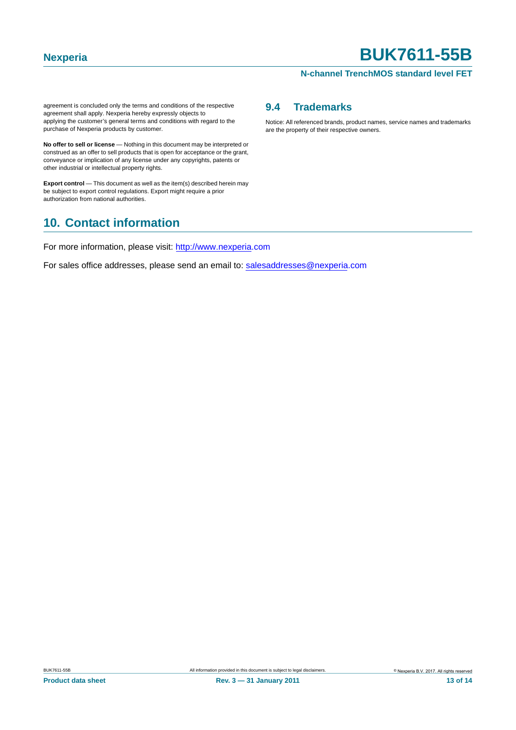agreement is concluded only the terms and conditions of the respective agreement shall apply. Nexperia hereby expressly objects to applying the customer's general terms and conditions with regard to the purchase of Nexperia products by customer.

**No offer to sell or license** — Nothing in this document may be interpreted or construed as an offer to sell products that is open for acceptance or the grant, conveyance or implication of any license under any copyrights, patents or other industrial or intellectual property rights.

**Export control** — This document as well as the item(s) described herein may be subject to export control regulations. Export might require a prior authorization from national authorities.

### 9.4 Trademarks

Notice: All referenced brands, product names, service names and trademarks are the property of their respective owners.

## 10. Contact information

For more information, please visit: http://www.nexperia.com

For sales office addresses, please send an email to: salesaddresses@nexperia.com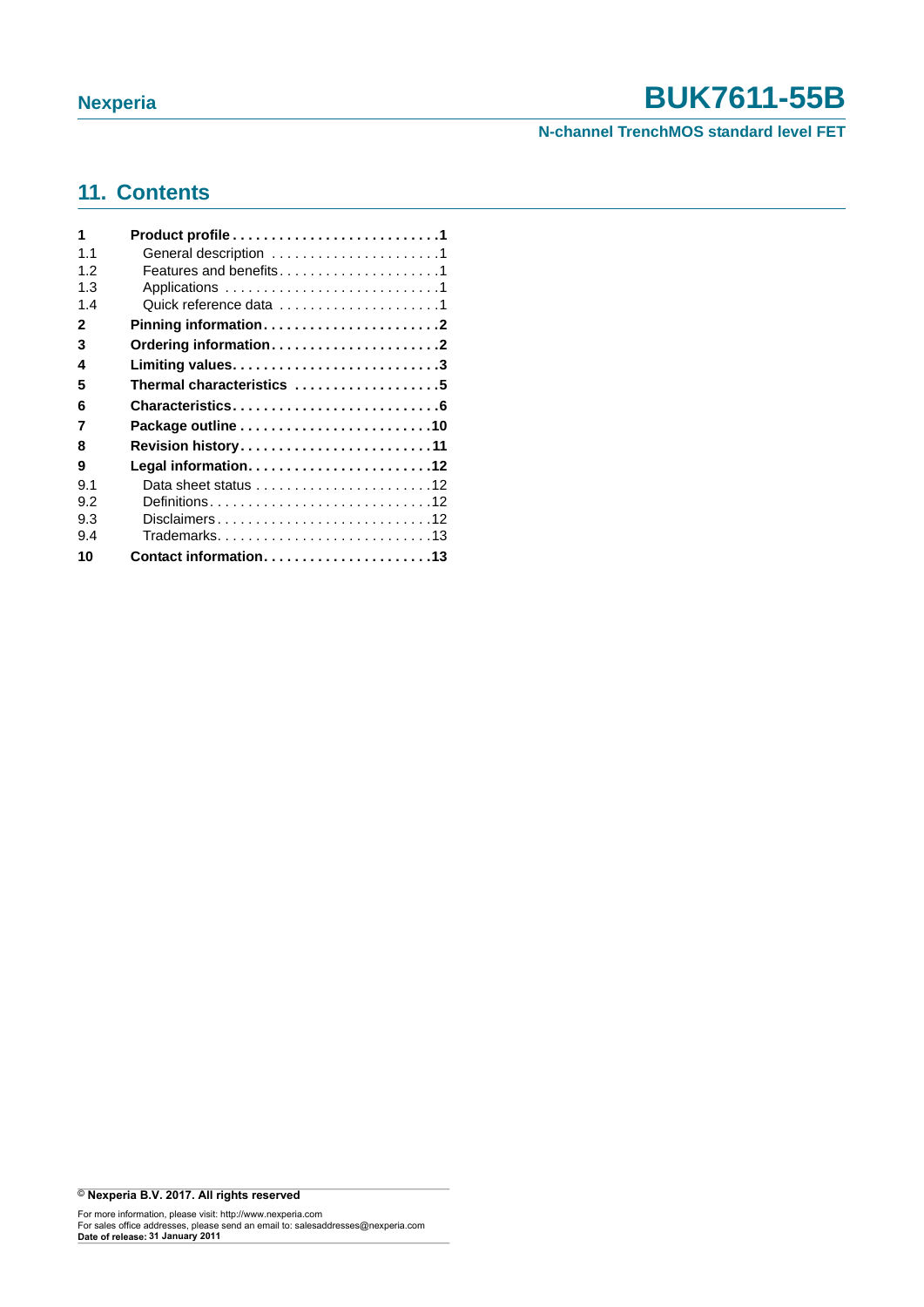## 11. Contents

| | | |
|---|---|---|
| **1** | **Product profile** | **1** |
| 1.1 | General description | 1 |
| 1.2 | Features and benefits | 1 |
| 1.3 | Applications | 1 |
| 1.4 | Quick reference data | 1 |
| **2** | **Pinning information** | **2** |
| **3** | **Ordering information** | **2** |
| **4** | **Limiting values** | **3** |
| **5** | **Thermal characteristics** | **5** |
| **6** | **Characteristics** | **6** |
| **7** | **Package outline** | **10** |
| **8** | **Revision history** | **11** |
| **9** | **Legal information** | **12** |
| 9.1 | Data sheet status | 12 |
| 9.2 | Definitions | 12 |
| 9.3 | Disclaimers | 12 |
| 9.4 | Trademarks | 13 |
| **10** | **Contact information** | **13** |

**© Nexperia B.V. 2017. All rights reserved**

For more information, please visit: http://www.nexperia.com
For sales office addresses, please send an email to: salesaddresses@nexperia.com
**Date of release: 31 January 2011**